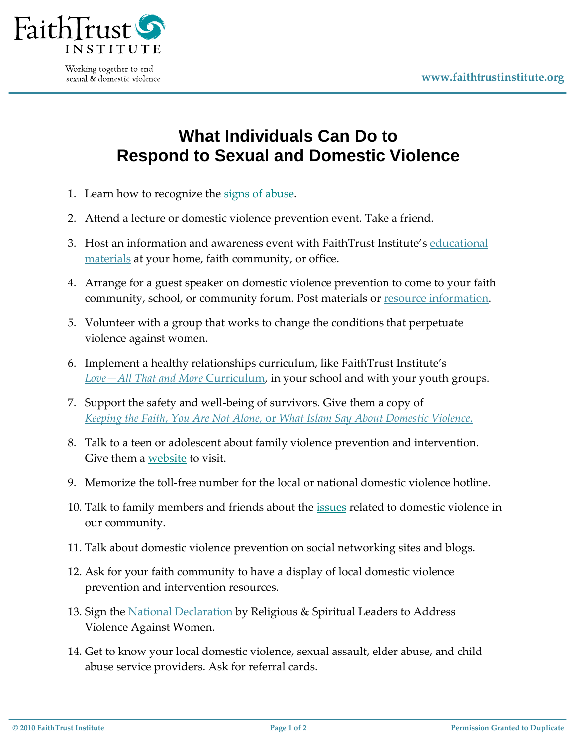FaithTrust INSTITUTE

Working together to end sexual & domestic violence

www.faithtrustinstitute.org

# What Individuals Can Do to Respond to Sexual and Domestic Violence

1. Learn how to recognize the signs of abuse.
2. Attend a lecture or domestic violence prevention event. Take a friend.
3. Host an information and awareness event with FaithTrust Institute's educational materials at your home, faith community, or office.
4. Arrange for a guest speaker on domestic violence prevention to come to your faith community, school, or community forum. Post materials or resource information.
5. Volunteer with a group that works to change the conditions that perpetuate violence against women.
6. Implement a healthy relationships curriculum, like FaithTrust Institute's *Love—All That and More* Curriculum, in your school and with your youth groups.
7. Support the safety and well-being of survivors. Give them a copy of *Keeping the Faith*, *You Are Not Alone,* or *What Islam Say About Domestic Violence.*
8. Talk to a teen or adolescent about family violence prevention and intervention. Give them a website to visit.
9. Memorize the toll-free number for the local or national domestic violence hotline.
10. Talk to family members and friends about the issues related to domestic violence in our community.
11. Talk about domestic violence prevention on social networking sites and blogs.
12. Ask for your faith community to have a display of local domestic violence prevention and intervention resources.
13. Sign the National Declaration by Religious & Spiritual Leaders to Address Violence Against Women.
14. Get to know your local domestic violence, sexual assault, elder abuse, and child abuse service providers. Ask for referral cards.

© 2010 FaithTrust Institute — Permission Granted to Duplicate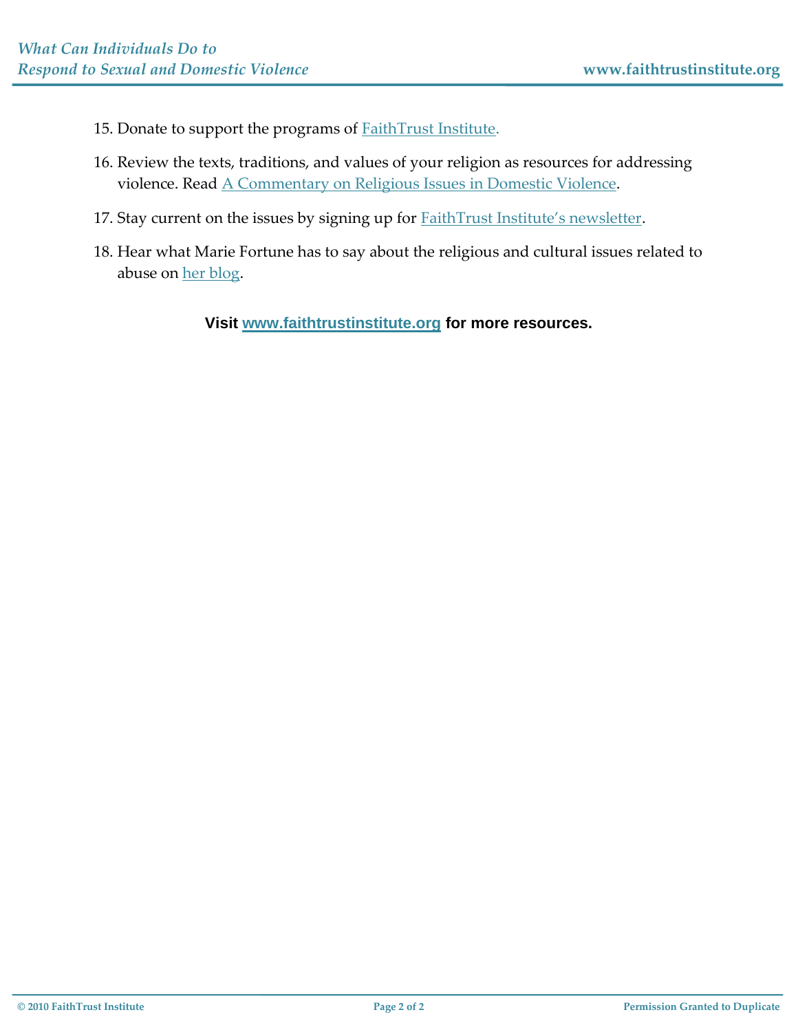15. Donate to support the programs of FaithTrust Institute.

16. Review the texts, traditions, and values of your religion as resources for addressing violence. Read A Commentary on Religious Issues in Domestic Violence.

17. Stay current on the issues by signing up for FaithTrust Institute's newsletter.

18. Hear what Marie Fortune has to say about the religious and cultural issues related to abuse on her blog.

**Visit www.faithtrustinstitute.org for more resources.**

© 2010 FaithTrust Institute

Permission Granted to Duplicate